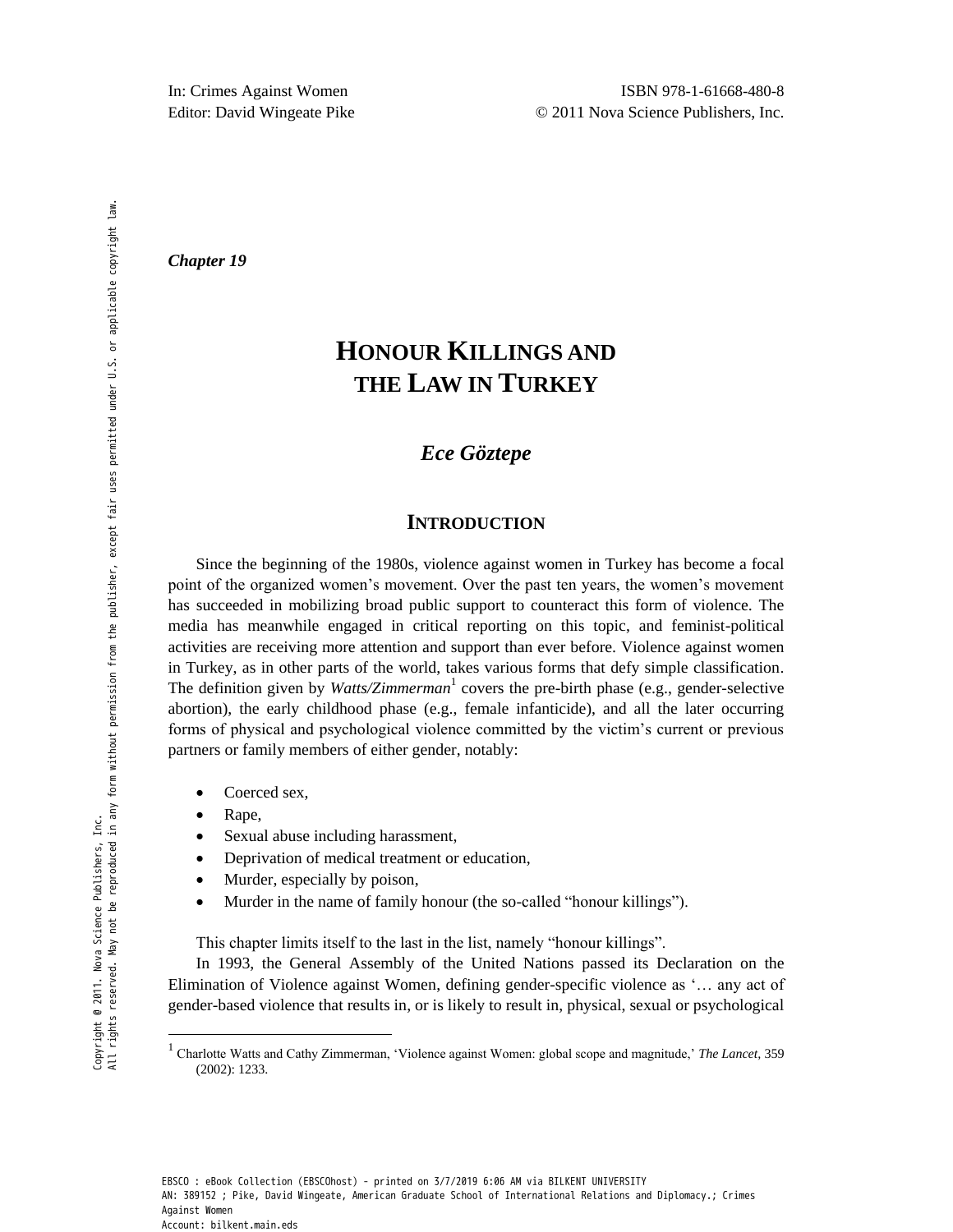In: Crimes Against Women
Editor: David Wingeate Pike

ISBN 978-1-61668-480-8
© 2011 Nova Science Publishers, Inc.

***Chapter 19***

# HONOUR KILLINGS AND THE LAW IN TURKEY

***Ece Göztepe***

## INTRODUCTION

Since the beginning of the 1980s, violence against women in Turkey has become a focal point of the organized women's movement. Over the past ten years, the women's movement has succeeded in mobilizing broad public support to counteract this form of violence. The media has meanwhile engaged in critical reporting on this topic, and feminist-political activities are receiving more attention and support than ever before. Violence against women in Turkey, as in other parts of the world, takes various forms that defy simple classification. The definition given by *Watts/Zimmerman*[1] covers the pre-birth phase (e.g., gender-selective abortion), the early childhood phase (e.g., female infanticide), and all the later occurring forms of physical and psychological violence committed by the victim's current or previous partners or family members of either gender, notably:

- Coerced sex,
- Rape,
- Sexual abuse including harassment,
- Deprivation of medical treatment or education,
- Murder, especially by poison,
- Murder in the name of family honour (the so-called "honour killings").

This chapter limits itself to the last in the list, namely "honour killings".

In 1993, the General Assembly of the United Nations passed its Declaration on the Elimination of Violence against Women, defining gender-specific violence as '… any act of gender-based violence that results in, or is likely to result in, physical, sexual or psychological

[1] Charlotte Watts and Cathy Zimmerman, 'Violence against Women: global scope and magnitude,' *The Lancet*, 359 (2002): 1233.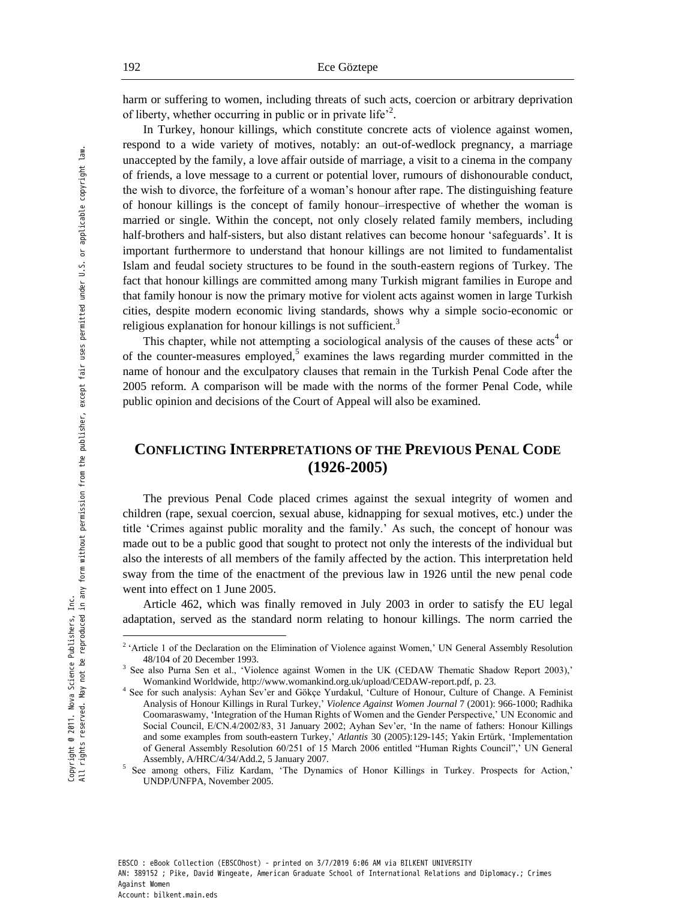harm or suffering to women, including threats of such acts, coercion or arbitrary deprivation of liberty, whether occurring in public or in private life'[2].

In Turkey, honour killings, which constitute concrete acts of violence against women, respond to a wide variety of motives, notably: an out-of-wedlock pregnancy, a marriage unaccepted by the family, a love affair outside of marriage, a visit to a cinema in the company of friends, a love message to a current or potential lover, rumours of dishonourable conduct, the wish to divorce, the forfeiture of a woman's honour after rape. The distinguishing feature of honour killings is the concept of family honour–irrespective of whether the woman is married or single. Within the concept, not only closely related family members, including half-brothers and half-sisters, but also distant relatives can become honour 'safeguards'. It is important furthermore to understand that honour killings are not limited to fundamentalist Islam and feudal society structures to be found in the south-eastern regions of Turkey. The fact that honour killings are committed among many Turkish migrant families in Europe and that family honour is now the primary motive for violent acts against women in large Turkish cities, despite modern economic living standards, shows why a simple socio-economic or religious explanation for honour killings is not sufficient.[3]

This chapter, while not attempting a sociological analysis of the causes of these acts[4] or of the counter-measures employed,[5] examines the laws regarding murder committed in the name of honour and the exculpatory clauses that remain in the Turkish Penal Code after the 2005 reform. A comparison will be made with the norms of the former Penal Code, while public opinion and decisions of the Court of Appeal will also be examined.

## CONFLICTING INTERPRETATIONS OF THE PREVIOUS PENAL CODE (1926-2005)

The previous Penal Code placed crimes against the sexual integrity of women and children (rape, sexual coercion, sexual abuse, kidnapping for sexual motives, etc.) under the title 'Crimes against public morality and the family.' As such, the concept of honour was made out to be a public good that sought to protect not only the interests of the individual but also the interests of all members of the family affected by the action. This interpretation held sway from the time of the enactment of the previous law in 1926 until the new penal code went into effect on 1 June 2005.

Article 462, which was finally removed in July 2003 in order to satisfy the EU legal adaptation, served as the standard norm relating to honour killings. The norm carried the

---

[2] 'Article 1 of the Declaration on the Elimination of Violence against Women,' UN General Assembly Resolution 48/104 of 20 December 1993.

[3] See also Purna Sen et al., 'Violence against Women in the UK (CEDAW Thematic Shadow Report 2003),' Womankind Worldwide, http://www.womankind.org.uk/upload/CEDAW-report.pdf, p. 23.

[4] See for such analysis: Ayhan Sev'er and Gökçe Yurdakul, 'Culture of Honour, Culture of Change. A Feminist Analysis of Honour Killings in Rural Turkey,' *Violence Against Women Journal* 7 (2001): 966-1000; Radhika Coomaraswamy, 'Integration of the Human Rights of Women and the Gender Perspective,' UN Economic and Social Council, E/CN.4/2002/83, 31 January 2002; Ayhan Sev'er, 'In the name of fathers: Honour Killings and some examples from south-eastern Turkey,' *Atlantis* 30 (2005):129-145; Yakin Ertürk, 'Implementation of General Assembly Resolution 60/251 of 15 March 2006 entitled "Human Rights Council",' UN General Assembly, A/HRC/4/34/Add.2, 5 January 2007.

[5] See among others, Filiz Kardam, 'The Dynamics of Honor Killings in Turkey. Prospects for Action,' UNDP/UNFPA, November 2005.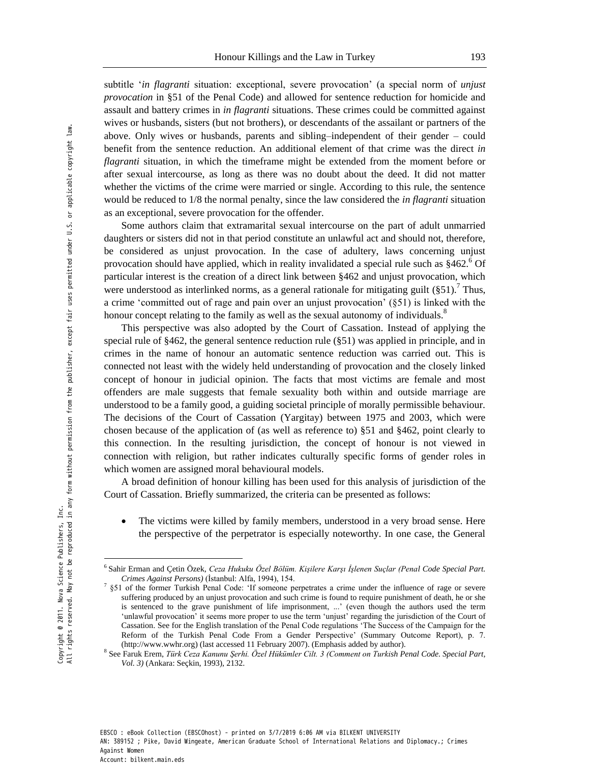subtitle '*in flagranti* situation: exceptional, severe provocation' (a special norm of *unjust provocation* in §51 of the Penal Code) and allowed for sentence reduction for homicide and assault and battery crimes in *in flagranti* situations. These crimes could be committed against wives or husbands, sisters (but not brothers), or descendants of the assailant or partners of the above. Only wives or husbands, parents and sibling–independent of their gender – could benefit from the sentence reduction. An additional element of that crime was the direct *in flagranti* situation, in which the timeframe might be extended from the moment before or after sexual intercourse, as long as there was no doubt about the deed. It did not matter whether the victims of the crime were married or single. According to this rule, the sentence would be reduced to 1/8 the normal penalty, since the law considered the *in flagranti* situation as an exceptional, severe provocation for the offender.

Some authors claim that extramarital sexual intercourse on the part of adult unmarried daughters or sisters did not in that period constitute an unlawful act and should not, therefore, be considered as unjust provocation. In the case of adultery, laws concerning unjust provocation should have applied, which in reality invalidated a special rule such as §462.[6] Of particular interest is the creation of a direct link between §462 and unjust provocation, which were understood as interlinked norms, as a general rationale for mitigating guilt (§51).[7] Thus, a crime 'committed out of rage and pain over an unjust provocation' (§51) is linked with the honour concept relating to the family as well as the sexual autonomy of individuals.[8]

This perspective was also adopted by the Court of Cassation. Instead of applying the special rule of §462, the general sentence reduction rule (§51) was applied in principle, and in crimes in the name of honour an automatic sentence reduction was carried out. This is connected not least with the widely held understanding of provocation and the closely linked concept of honour in judicial opinion. The facts that most victims are female and most offenders are male suggests that female sexuality both within and outside marriage are understood to be a family good, a guiding societal principle of morally permissible behaviour. The decisions of the Court of Cassation (Yargitay) between 1975 and 2003, which were chosen because of the application of (as well as reference to) §51 and §462, point clearly to this connection. In the resulting jurisdiction, the concept of honour is not viewed in connection with religion, but rather indicates culturally specific forms of gender roles in which women are assigned moral behavioural models.

A broad definition of honour killing has been used for this analysis of jurisdiction of the Court of Cassation. Briefly summarized, the criteria can be presented as follows:

- The victims were killed by family members, understood in a very broad sense. Here the perspective of the perpetrator is especially noteworthy. In one case, the General

---

[6] Sahir Erman and Çetin Özek, *Ceza Hukuku Özel Bölüm. Kişilere Karşı İşlenen Suçlar (Penal Code Special Part. Crimes Against Persons)* (İstanbul: Alfa, 1994), 154.

[7] §51 of the former Turkish Penal Code: 'If someone perpetrates a crime under the influence of rage or severe suffering produced by an unjust provocation and such crime is found to require punishment of death, he or she is sentenced to the grave punishment of life imprisonment, ...' (even though the authors used the term 'unlawful provocation' it seems more proper to use the term 'unjust' regarding the jurisdiction of the Court of Cassation. See for the English translation of the Penal Code regulations 'The Success of the Campaign for the Reform of the Turkish Penal Code From a Gender Perspective' (Summary Outcome Report), p. 7. (http://www.wwhr.org) (last accessed 11 February 2007). (Emphasis added by author).

[8] See Faruk Erem, *Türk Ceza Kanunu Şerhi. Özel Hükümler Cilt. 3 (Comment on Turkish Penal Code. Special Part, Vol. 3)* (Ankara: Seçkin, 1993), 2132.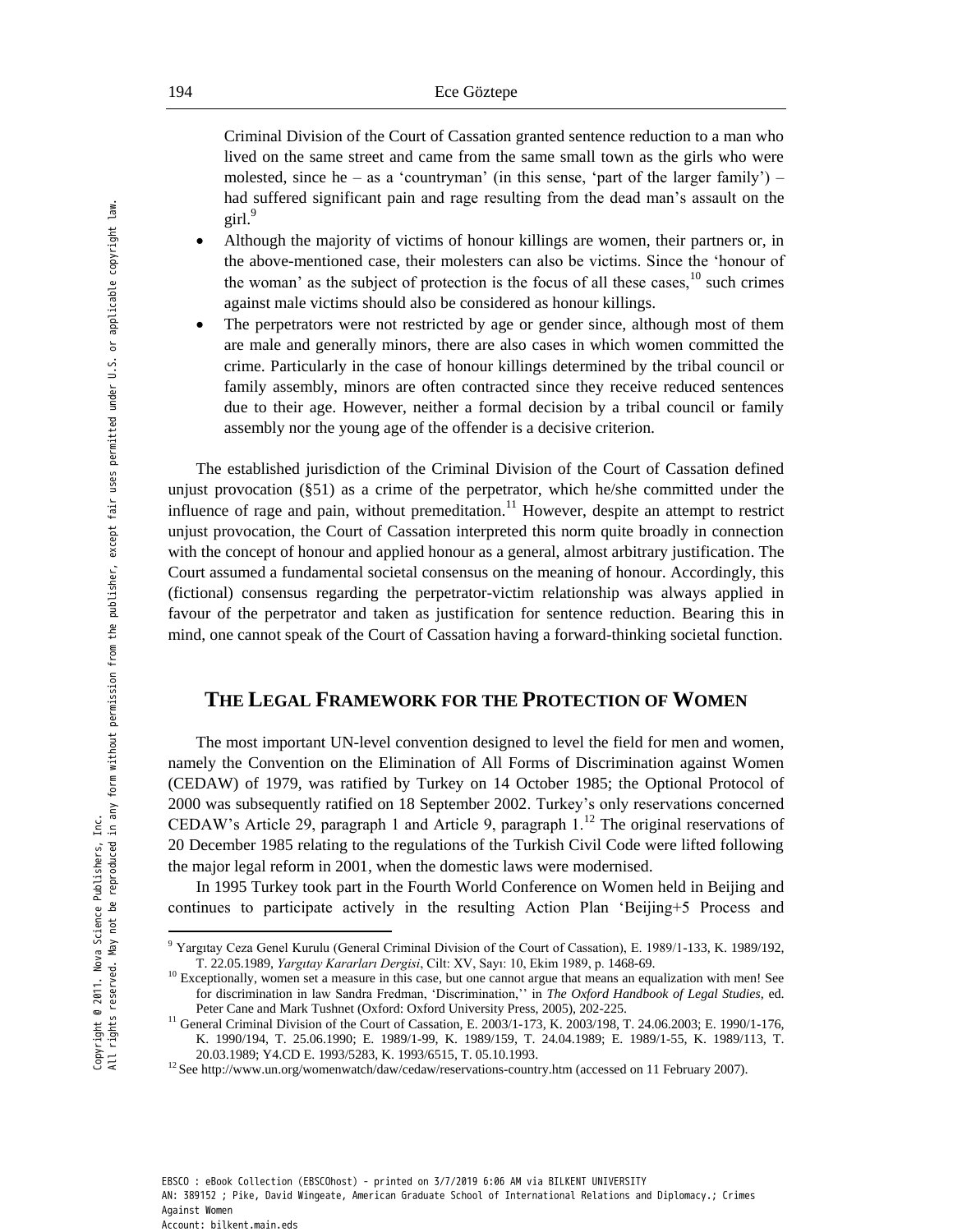Criminal Division of the Court of Cassation granted sentence reduction to a man who lived on the same street and came from the same small town as the girls who were molested, since he – as a 'countryman' (in this sense, 'part of the larger family') – had suffered significant pain and rage resulting from the dead man's assault on the girl.[9]

- Although the majority of victims of honour killings are women, their partners or, in the above-mentioned case, their molesters can also be victims. Since the 'honour of the woman' as the subject of protection is the focus of all these cases,[10] such crimes against male victims should also be considered as honour killings.
- The perpetrators were not restricted by age or gender since, although most of them are male and generally minors, there are also cases in which women committed the crime. Particularly in the case of honour killings determined by the tribal council or family assembly, minors are often contracted since they receive reduced sentences due to their age. However, neither a formal decision by a tribal council or family assembly nor the young age of the offender is a decisive criterion.

The established jurisdiction of the Criminal Division of the Court of Cassation defined unjust provocation (§51) as a crime of the perpetrator, which he/she committed under the influence of rage and pain, without premeditation.[11] However, despite an attempt to restrict unjust provocation, the Court of Cassation interpreted this norm quite broadly in connection with the concept of honour and applied honour as a general, almost arbitrary justification. The Court assumed a fundamental societal consensus on the meaning of honour. Accordingly, this (fictional) consensus regarding the perpetrator-victim relationship was always applied in favour of the perpetrator and taken as justification for sentence reduction. Bearing this in mind, one cannot speak of the Court of Cassation having a forward-thinking societal function.

## THE LEGAL FRAMEWORK FOR THE PROTECTION OF WOMEN

The most important UN-level convention designed to level the field for men and women, namely the Convention on the Elimination of All Forms of Discrimination against Women (CEDAW) of 1979, was ratified by Turkey on 14 October 1985; the Optional Protocol of 2000 was subsequently ratified on 18 September 2002. Turkey's only reservations concerned CEDAW's Article 29, paragraph 1 and Article 9, paragraph 1.[12] The original reservations of 20 December 1985 relating to the regulations of the Turkish Civil Code were lifted following the major legal reform in 2001, when the domestic laws were modernised.

In 1995 Turkey took part in the Fourth World Conference on Women held in Beijing and continues to participate actively in the resulting Action Plan 'Beijing+5 Process and

---

[9] Yargıtay Ceza Genel Kurulu (General Criminal Division of the Court of Cassation), E. 1989/1-133, K. 1989/192, T. 22.05.1989, *Yargıtay Kararları Dergisi*, Cilt: XV, Sayı: 10, Ekim 1989, p. 1468-69.

[10] Exceptionally, women set a measure in this case, but one cannot argue that means an equalization with men! See for discrimination in law Sandra Fredman, 'Discrimination,'' in *The Oxford Handbook of Legal Studies*, ed. Peter Cane and Mark Tushnet (Oxford: Oxford University Press, 2005), 202-225.

[11] General Criminal Division of the Court of Cassation, E. 2003/1-173, K. 2003/198, T. 24.06.2003; E. 1990/1-176, K. 1990/194, T. 25.06.1990; E. 1989/1-99, K. 1989/159, T. 24.04.1989; E. 1989/1-55, K. 1989/113, T. 20.03.1989; Y4.CD E. 1993/5283, K. 1993/6515, T. 05.10.1993.

[12] See http://www.un.org/womenwatch/daw/cedaw/reservations-country.htm (accessed on 11 February 2007).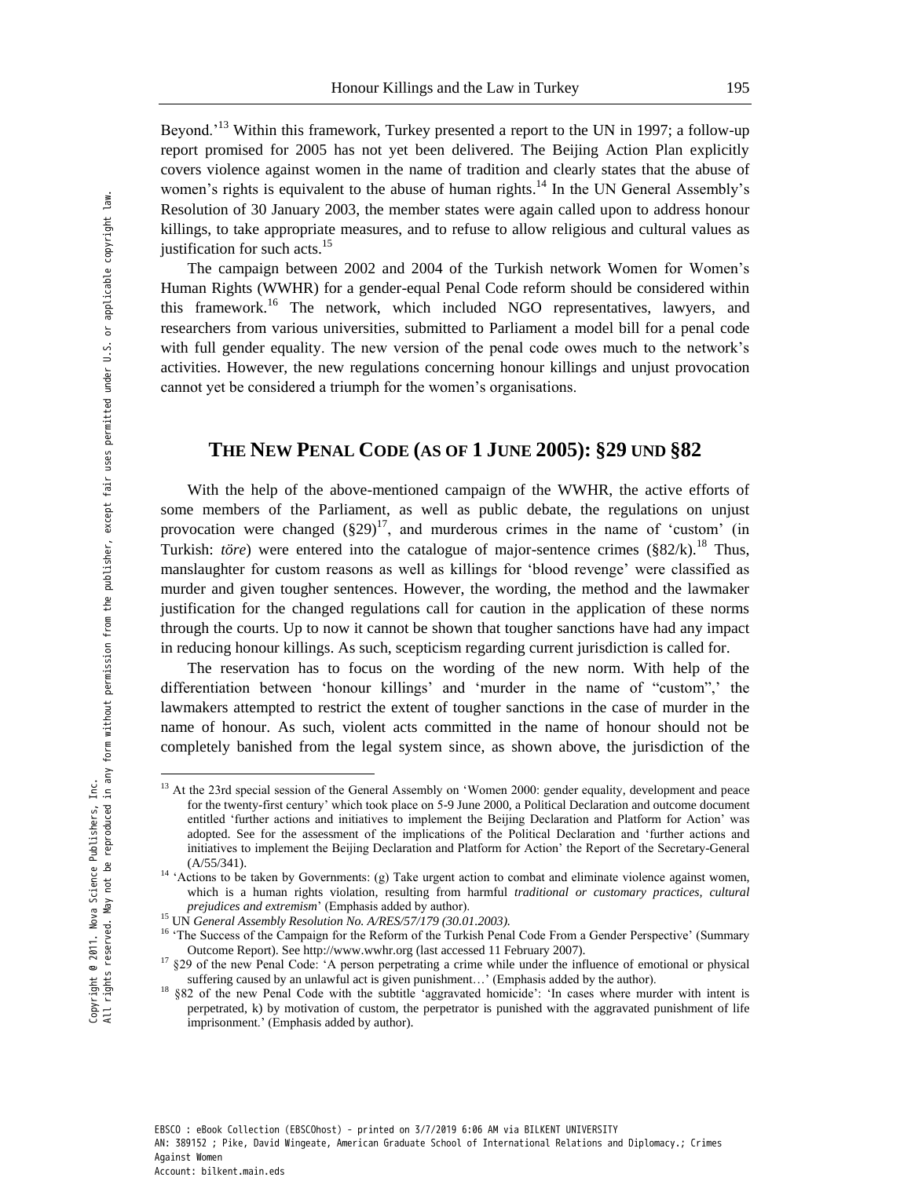Beyond.'[13] Within this framework, Turkey presented a report to the UN in 1997; a follow-up report promised for 2005 has not yet been delivered. The Beijing Action Plan explicitly covers violence against women in the name of tradition and clearly states that the abuse of women's rights is equivalent to the abuse of human rights.[14] In the UN General Assembly's Resolution of 30 January 2003, the member states were again called upon to address honour killings, to take appropriate measures, and to refuse to allow religious and cultural values as justification for such acts.[15]

The campaign between 2002 and 2004 of the Turkish network Women for Women's Human Rights (WWHR) for a gender-equal Penal Code reform should be considered within this framework.[16] The network, which included NGO representatives, lawyers, and researchers from various universities, submitted to Parliament a model bill for a penal code with full gender equality. The new version of the penal code owes much to the network's activities. However, the new regulations concerning honour killings and unjust provocation cannot yet be considered a triumph for the women's organisations.

## THE NEW PENAL CODE (AS OF 1 JUNE 2005): §29 UND §82

With the help of the above-mentioned campaign of the WWHR, the active efforts of some members of the Parliament, as well as public debate, the regulations on unjust provocation were changed (§29)[17], and murderous crimes in the name of 'custom' (in Turkish: *töre*) were entered into the catalogue of major-sentence crimes (§82/k).[18] Thus, manslaughter for custom reasons as well as killings for 'blood revenge' were classified as murder and given tougher sentences. However, the wording, the method and the lawmaker justification for the changed regulations call for caution in the application of these norms through the courts. Up to now it cannot be shown that tougher sanctions have had any impact in reducing honour killings. As such, scepticism regarding current jurisdiction is called for.

The reservation has to focus on the wording of the new norm. With help of the differentiation between 'honour killings' and 'murder in the name of "custom",' the lawmakers attempted to restrict the extent of tougher sanctions in the case of murder in the name of honour. As such, violent acts committed in the name of honour should not be completely banished from the legal system since, as shown above, the jurisdiction of the

---

[13] At the 23rd special session of the General Assembly on 'Women 2000: gender equality, development and peace for the twenty-first century' which took place on 5-9 June 2000, a Political Declaration and outcome document entitled 'further actions and initiatives to implement the Beijing Declaration and Platform for Action' was adopted. See for the assessment of the implications of the Political Declaration and 'further actions and initiatives to implement the Beijing Declaration and Platform for Action' the Report of the Secretary-General (A/55/341).

[14] 'Actions to be taken by Governments: (g) Take urgent action to combat and eliminate violence against women, which is a human rights violation, resulting from harmful *traditional or customary practices, cultural prejudices and extremism*' (Emphasis added by author).

[15] UN *General Assembly Resolution No. A/RES/57/179 (30.01.2003).*

[16] 'The Success of the Campaign for the Reform of the Turkish Penal Code From a Gender Perspective' (Summary Outcome Report). See http://www.wwhr.org (last accessed 11 February 2007).

[17] §29 of the new Penal Code: 'A person perpetrating a crime while under the influence of emotional or physical suffering caused by an unlawful act is given punishment…' (Emphasis added by the author).

[18] §82 of the new Penal Code with the subtitle 'aggravated homicide': 'In cases where murder with intent is perpetrated, k) by motivation of custom, the perpetrator is punished with the aggravated punishment of life imprisonment.' (Emphasis added by author).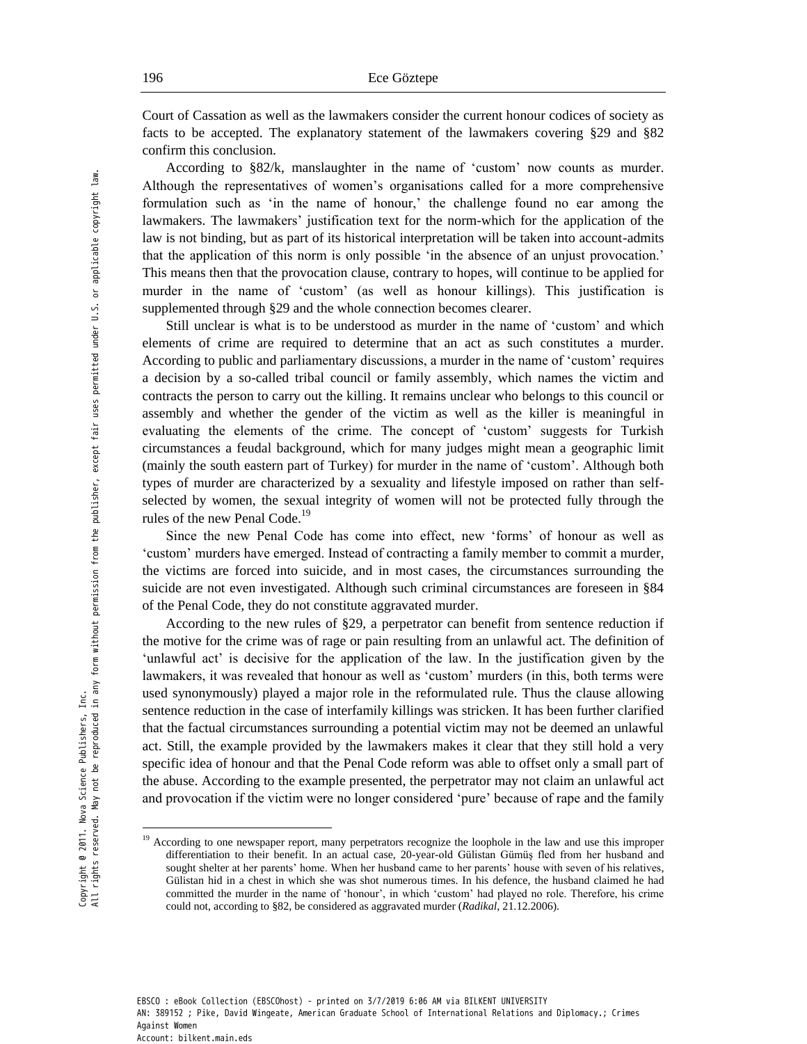Court of Cassation as well as the lawmakers consider the current honour codices of society as facts to be accepted. The explanatory statement of the lawmakers covering §29 and §82 confirm this conclusion.

According to §82/k, manslaughter in the name of 'custom' now counts as murder. Although the representatives of women's organisations called for a more comprehensive formulation such as 'in the name of honour,' the challenge found no ear among the lawmakers. The lawmakers' justification text for the norm-which for the application of the law is not binding, but as part of its historical interpretation will be taken into account-admits that the application of this norm is only possible 'in the absence of an unjust provocation.' This means then that the provocation clause, contrary to hopes, will continue to be applied for murder in the name of 'custom' (as well as honour killings). This justification is supplemented through §29 and the whole connection becomes clearer.

Still unclear is what is to be understood as murder in the name of 'custom' and which elements of crime are required to determine that an act as such constitutes a murder. According to public and parliamentary discussions, a murder in the name of 'custom' requires a decision by a so-called tribal council or family assembly, which names the victim and contracts the person to carry out the killing. It remains unclear who belongs to this council or assembly and whether the gender of the victim as well as the killer is meaningful in evaluating the elements of the crime. The concept of 'custom' suggests for Turkish circumstances a feudal background, which for many judges might mean a geographic limit (mainly the south eastern part of Turkey) for murder in the name of 'custom'. Although both types of murder are characterized by a sexuality and lifestyle imposed on rather than self-selected by women, the sexual integrity of women will not be protected fully through the rules of the new Penal Code.[19]

Since the new Penal Code has come into effect, new 'forms' of honour as well as 'custom' murders have emerged. Instead of contracting a family member to commit a murder, the victims are forced into suicide, and in most cases, the circumstances surrounding the suicide are not even investigated. Although such criminal circumstances are foreseen in §84 of the Penal Code, they do not constitute aggravated murder.

According to the new rules of §29, a perpetrator can benefit from sentence reduction if the motive for the crime was of rage or pain resulting from an unlawful act. The definition of 'unlawful act' is decisive for the application of the law. In the justification given by the lawmakers, it was revealed that honour as well as 'custom' murders (in this, both terms were used synonymously) played a major role in the reformulated rule. Thus the clause allowing sentence reduction in the case of interfamily killings was stricken. It has been further clarified that the factual circumstances surrounding a potential victim may not be deemed an unlawful act. Still, the example provided by the lawmakers makes it clear that they still hold a very specific idea of honour and that the Penal Code reform was able to offset only a small part of the abuse. According to the example presented, the perpetrator may not claim an unlawful act and provocation if the victim were no longer considered 'pure' because of rape and the family

---

[19] According to one newspaper report, many perpetrators recognize the loophole in the law and use this improper differentiation to their benefit. In an actual case, 20-year-old Gülistan Gümüş fled from her husband and sought shelter at her parents' home. When her husband came to her parents' house with seven of his relatives, Gülistan hid in a chest in which she was shot numerous times. In his defence, the husband claimed he had committed the murder in the name of 'honour', in which 'custom' had played no role. Therefore, his crime could not, according to §82, be considered as aggravated murder (*Radikal*, 21.12.2006).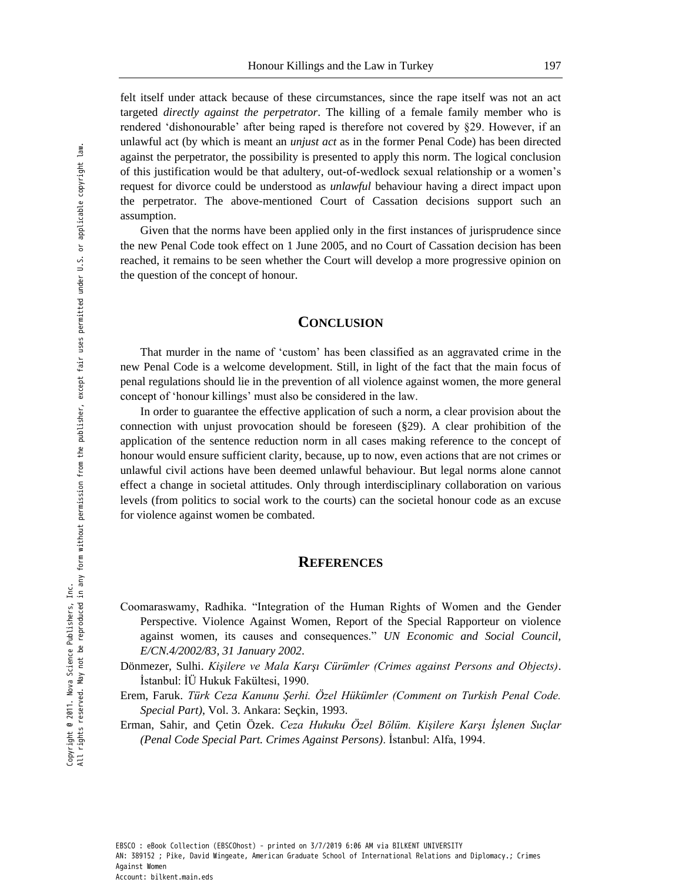felt itself under attack because of these circumstances, since the rape itself was not an act targeted *directly against the perpetrator*. The killing of a female family member who is rendered 'dishonourable' after being raped is therefore not covered by §29. However, if an unlawful act (by which is meant an *unjust act* as in the former Penal Code) has been directed against the perpetrator, the possibility is presented to apply this norm. The logical conclusion of this justification would be that adultery, out-of-wedlock sexual relationship or a women's request for divorce could be understood as *unlawful* behaviour having a direct impact upon the perpetrator. The above-mentioned Court of Cassation decisions support such an assumption.

Given that the norms have been applied only in the first instances of jurisprudence since the new Penal Code took effect on 1 June 2005, and no Court of Cassation decision has been reached, it remains to be seen whether the Court will develop a more progressive opinion on the question of the concept of honour.

## Conclusion

That murder in the name of 'custom' has been classified as an aggravated crime in the new Penal Code is a welcome development. Still, in light of the fact that the main focus of penal regulations should lie in the prevention of all violence against women, the more general concept of 'honour killings' must also be considered in the law.

In order to guarantee the effective application of such a norm, a clear provision about the connection with unjust provocation should be foreseen (§29). A clear prohibition of the application of the sentence reduction norm in all cases making reference to the concept of honour would ensure sufficient clarity, because, up to now, even actions that are not crimes or unlawful civil actions have been deemed unlawful behaviour. But legal norms alone cannot effect a change in societal attitudes. Only through interdisciplinary collaboration on various levels (from politics to social work to the courts) can the societal honour code as an excuse for violence against women be combated.

## References

Coomaraswamy, Radhika. "Integration of the Human Rights of Women and the Gender Perspective. Violence Against Women, Report of the Special Rapporteur on violence against women, its causes and consequences." *UN Economic and Social Council, E/CN.4/2002/83, 31 January 2002*.

Dönmezer, Sulhi. *Kişilere ve Mala Karşı Cürümler (Crimes against Persons and Objects)*. İstanbul: İÜ Hukuk Fakültesi, 1990.

Erem, Faruk. *Türk Ceza Kanunu Şerhi. Özel Hükümler (Comment on Turkish Penal Code. Special Part)*, Vol. 3. Ankara: Seçkin, 1993.

Erman, Sahir, and Çetin Özek. *Ceza Hukuku Özel Bölüm. Kişilere Karşı İşlenen Suçlar (Penal Code Special Part. Crimes Against Persons)*. İstanbul: Alfa, 1994.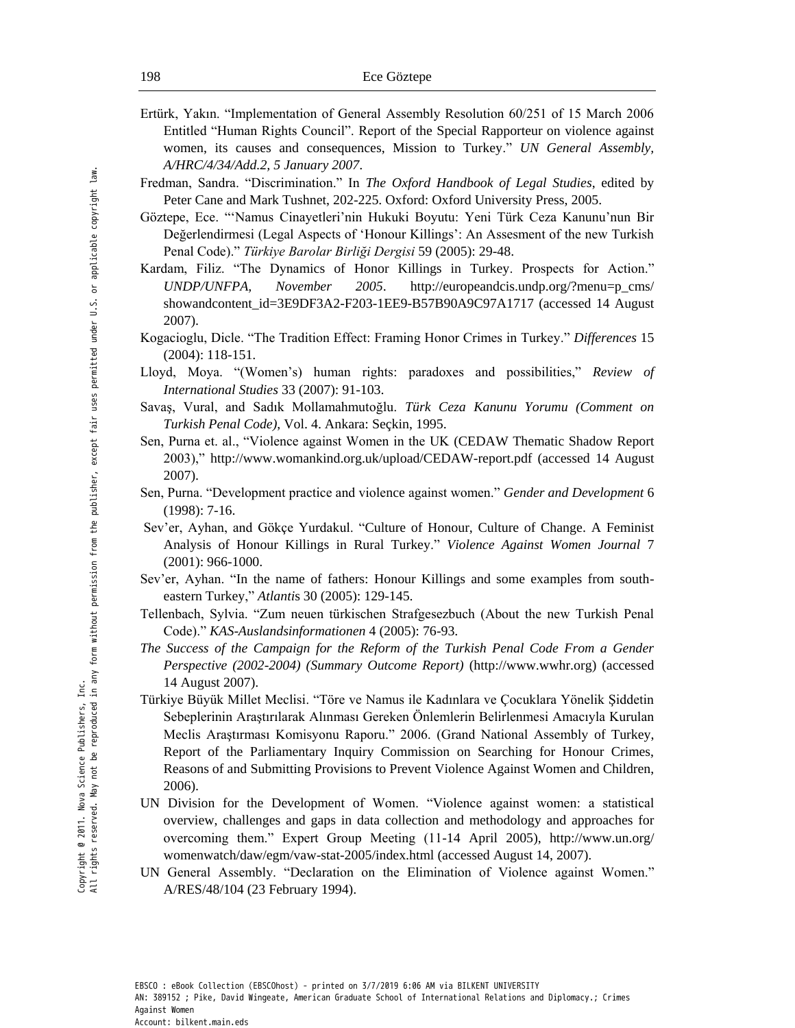Ertürk, Yakın. "Implementation of General Assembly Resolution 60/251 of 15 March 2006 Entitled "Human Rights Council". Report of the Special Rapporteur on violence against women, its causes and consequences, Mission to Turkey." *UN General Assembly, A/HRC/4/34/Add.2, 5 January 2007*.

Fredman, Sandra. "Discrimination." In *The Oxford Handbook of Legal Studies*, edited by Peter Cane and Mark Tushnet, 202-225. Oxford: Oxford University Press, 2005.

Göztepe, Ece. "'Namus Cinayetleri'nin Hukuki Boyutu: Yeni Türk Ceza Kanunu'nun Bir Değerlendirmesi (Legal Aspects of 'Honour Killings': An Assesment of the new Turkish Penal Code)." *Türkiye Barolar Birliği Dergisi* 59 (2005): 29-48.

Kardam, Filiz. "The Dynamics of Honor Killings in Turkey. Prospects for Action." *UNDP/UNFPA, November 2005*. http://europeandcis.undp.org/?menu=p_cms/showandcontent_id=3E9DF3A2-F203-1EE9-B57B90A9C97A1717 (accessed 14 August 2007).

Kogacioglu, Dicle. "The Tradition Effect: Framing Honor Crimes in Turkey." *Differences* 15 (2004): 118-151.

Lloyd, Moya. "(Women's) human rights: paradoxes and possibilities," *Review of International Studies* 33 (2007): 91-103.

Savaş, Vural, and Sadık Mollamahmutoğlu. *Türk Ceza Kanunu Yorumu (Comment on Turkish Penal Code)*, Vol. 4. Ankara: Seçkin, 1995.

Sen, Purna et. al., "Violence against Women in the UK (CEDAW Thematic Shadow Report 2003)," http://www.womankind.org.uk/upload/CEDAW-report.pdf (accessed 14 August 2007).

Sen, Purna. "Development practice and violence against women." *Gender and Development* 6 (1998): 7-16.

Sev'er, Ayhan, and Gökçe Yurdakul. "Culture of Honour, Culture of Change. A Feminist Analysis of Honour Killings in Rural Turkey." *Violence Against Women Journal* 7 (2001): 966-1000.

Sev'er, Ayhan. "In the name of fathers: Honour Killings and some examples from south-eastern Turkey," *Atlantis* 30 (2005): 129-145.

Tellenbach, Sylvia. "Zum neuen türkischen Strafgesezbuch (About the new Turkish Penal Code)." *KAS-Auslandsinformationen* 4 (2005): 76-93.

*The Success of the Campaign for the Reform of the Turkish Penal Code From a Gender Perspective (2002-2004) (Summary Outcome Report)* (http://www.wwhr.org) (accessed 14 August 2007).

Türkiye Büyük Millet Meclisi. "Töre ve Namus ile Kadınlara ve Çocuklara Yönelik Şiddetin Sebeplerinin Araştırılarak Alınması Gereken Önlemlerin Belirlenmesi Amacıyla Kurulan Meclis Araştırması Komisyonu Raporu." 2006. (Grand National Assembly of Turkey, Report of the Parliamentary Inquiry Commission on Searching for Honour Crimes, Reasons of and Submitting Provisions to Prevent Violence Against Women and Children, 2006).

UN Division for the Development of Women. "Violence against women: a statistical overview, challenges and gaps in data collection and methodology and approaches for overcoming them." Expert Group Meeting (11-14 April 2005), http://www.un.org/womenwatch/daw/egm/vaw-stat-2005/index.html (accessed August 14, 2007).

UN General Assembly. "Declaration on the Elimination of Violence against Women." A/RES/48/104 (23 February 1994).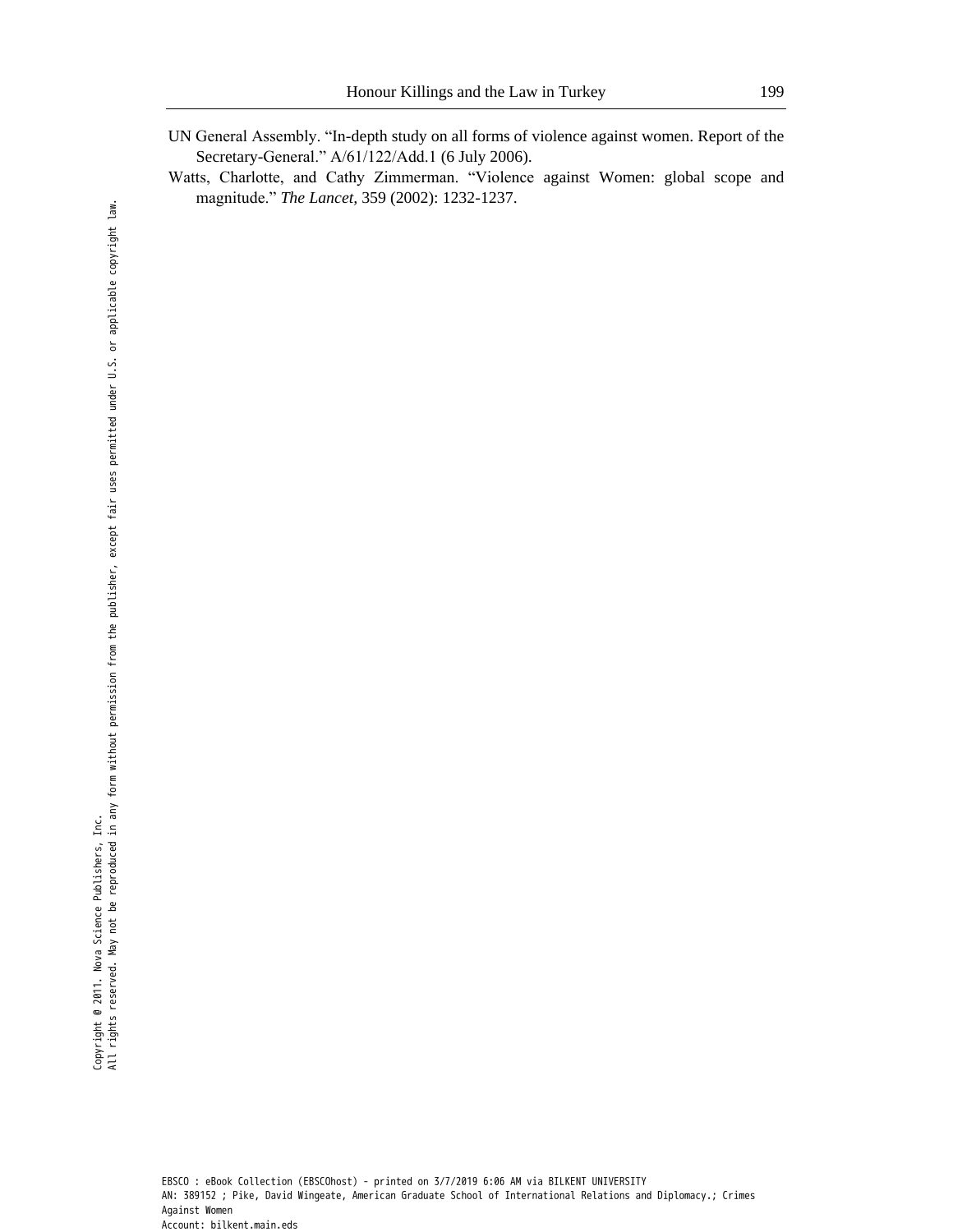UN General Assembly. “In-depth study on all forms of violence against women. Report of the Secretary-General.” A/61/122/Add.1 (6 July 2006).

Watts, Charlotte, and Cathy Zimmerman. “Violence against Women: global scope and magnitude.” *The Lancet,* 359 (2002): 1232-1237.